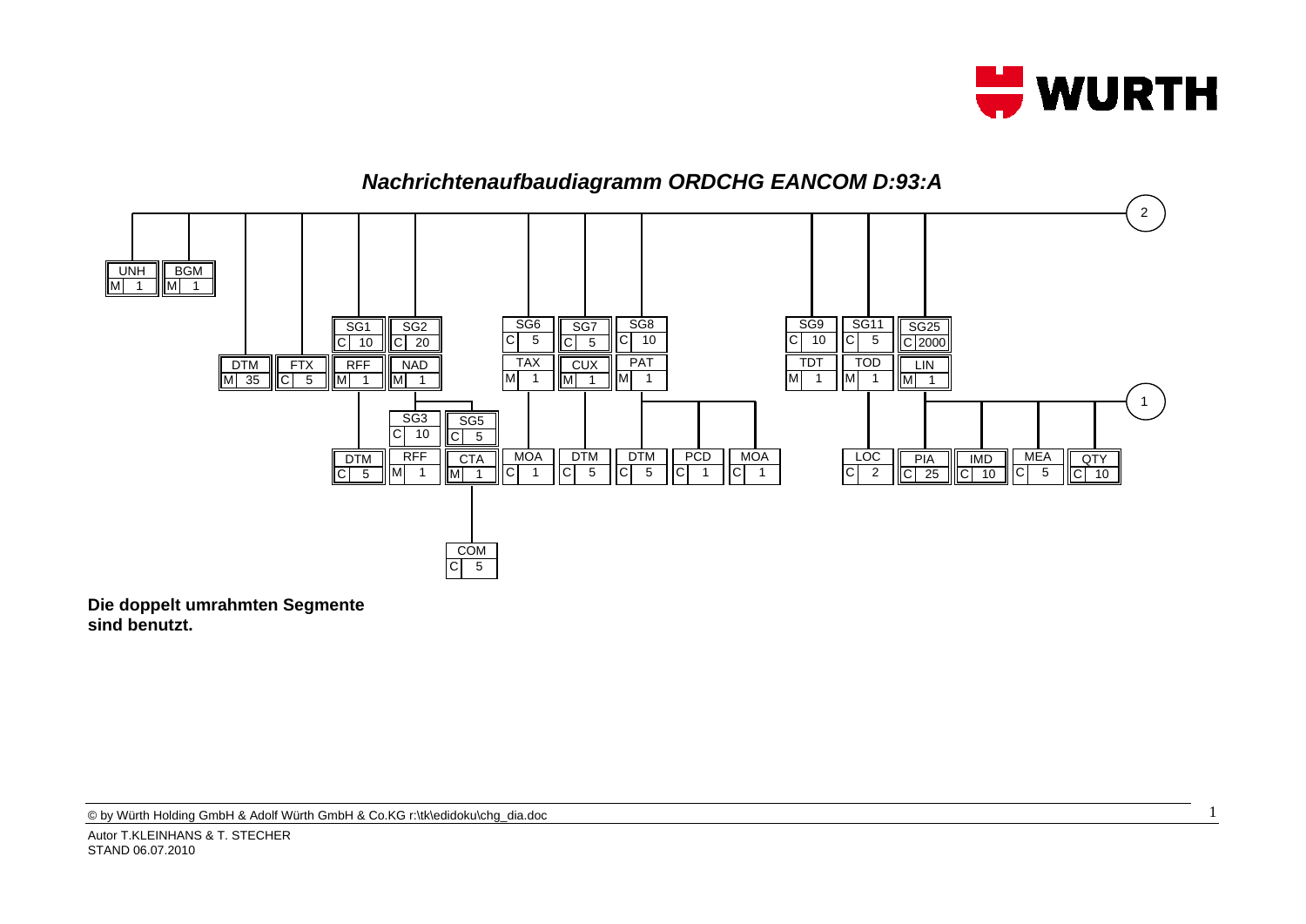# Nachrichtenaufbaudiagramm ORDCHG EANCOM D:93:A

| Segment / Gruppe | Status | Wiederholung | Untergeordnet |
|---|---|---|---|
| UNH | M | 1 | |
| BGM | M | 1 | |
| DTM | M | 35 | |
| FTX | C | 5 | |
| SG1 | C | 10 | RFF (M 1), DTM (C 5) |
| SG2 | C | 20 | NAD (M 1), SG3 (C 10): RFF (M 1); SG5 (C 5): CTA (M 1), COM (C 5) |
| SG6 | C | 5 | TAX (M 1), MOA (C 1) |
| SG7 | C | 5 | CUX (M 1), DTM (C 5) |
| SG8 | C | 10 | PAT (M 1), DTM (C 5), PCD (C 1), MOA (C 1) |
| SG9 | C | 10 | TDT (M 1) |
| SG11 | C | 5 | TOD (M 1), LOC (C 2) |
| SG25 | C | 2000 | LIN (M 1), PIA (C 25), IMD (C 10), MEA (C 5), QTY (C 10), → 1 |

→ 2

**Die doppelt umrahmten Segmente sind benutzt.**

© by Würth Holding GmbH & Adolf Würth GmbH & Co.KG r:\tk\edidoku\chg_dia.doc

Autor T.KLEINHANS & T. STECHER
STAND 06.07.2010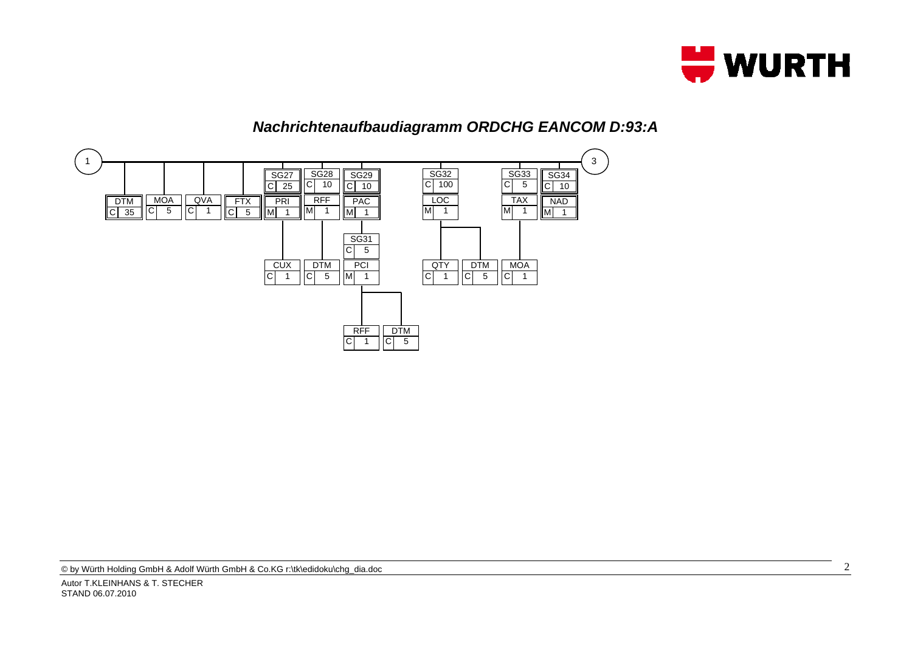# Nachrichtenaufbaudiagramm ORDCHG EANCOM D:93:A

(1) → (3)

- DTM C 35
- MOA C 5
- QVA C 1
- FTX C 5
- SG27 C 25
  - PRI M 1
    - CUX C 1
- SG28 C 10
  - RFF M 1
    - DTM C 5
- SG29 C 10
  - PAC M 1
    - SG31 C 5
      - PCI M 1
        - RFF C 1
        - DTM C 5
- SG32 C 100
  - LOC M 1
    - QTY C 1
    - DTM C 5
- SG33 C 5
  - TAX M 1
    - MOA C 1
- SG34 C 10
  - NAD M 1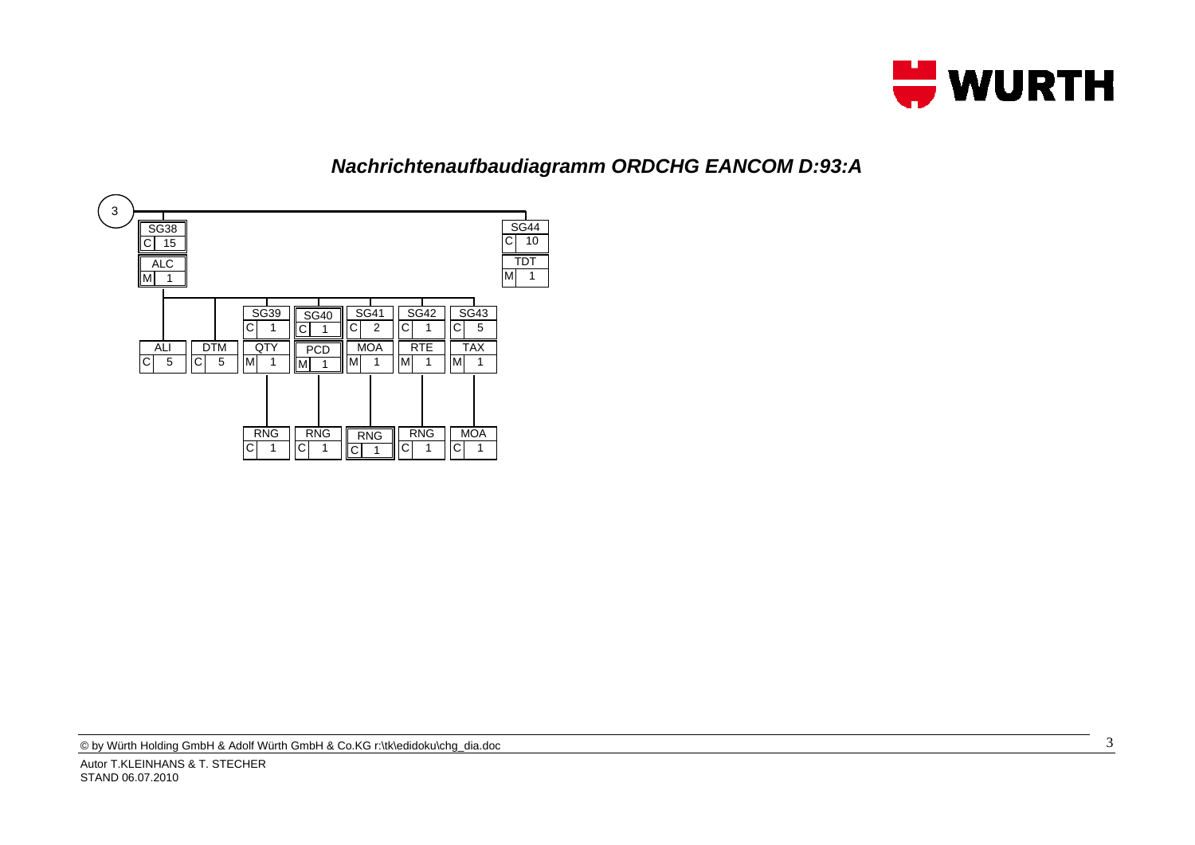## *Nachrichtenaufbaudiagramm ORDCHG EANCOM D:93:A*

3

| Segment / Group | Status | Max. |
|---|---|---|
| SG38 | C | 15 |
| ALC | M | 1 |
| ALI | C | 5 |
| DTM | C | 5 |
| SG39 | C | 1 |
| QTY | M | 1 |
| RNG | C | 1 |
| SG40 | C | 1 |
| PCD | M | 1 |
| RNG | C | 1 |
| SG41 | C | 2 |
| MOA | M | 1 |
| RNG | C | 1 |
| SG42 | C | 1 |
| RTE | M | 1 |
| RNG | C | 1 |
| SG43 | C | 5 |
| TAX | M | 1 |
| MOA | C | 1 |
| SG44 | C | 10 |
| TDT | M | 1 |

© by Würth Holding GmbH & Adolf Würth GmbH & Co.KG r:\tk\edidoku\chg_dia.doc

Autor T.KLEINHANS & T. STECHER
STAND 06.07.2010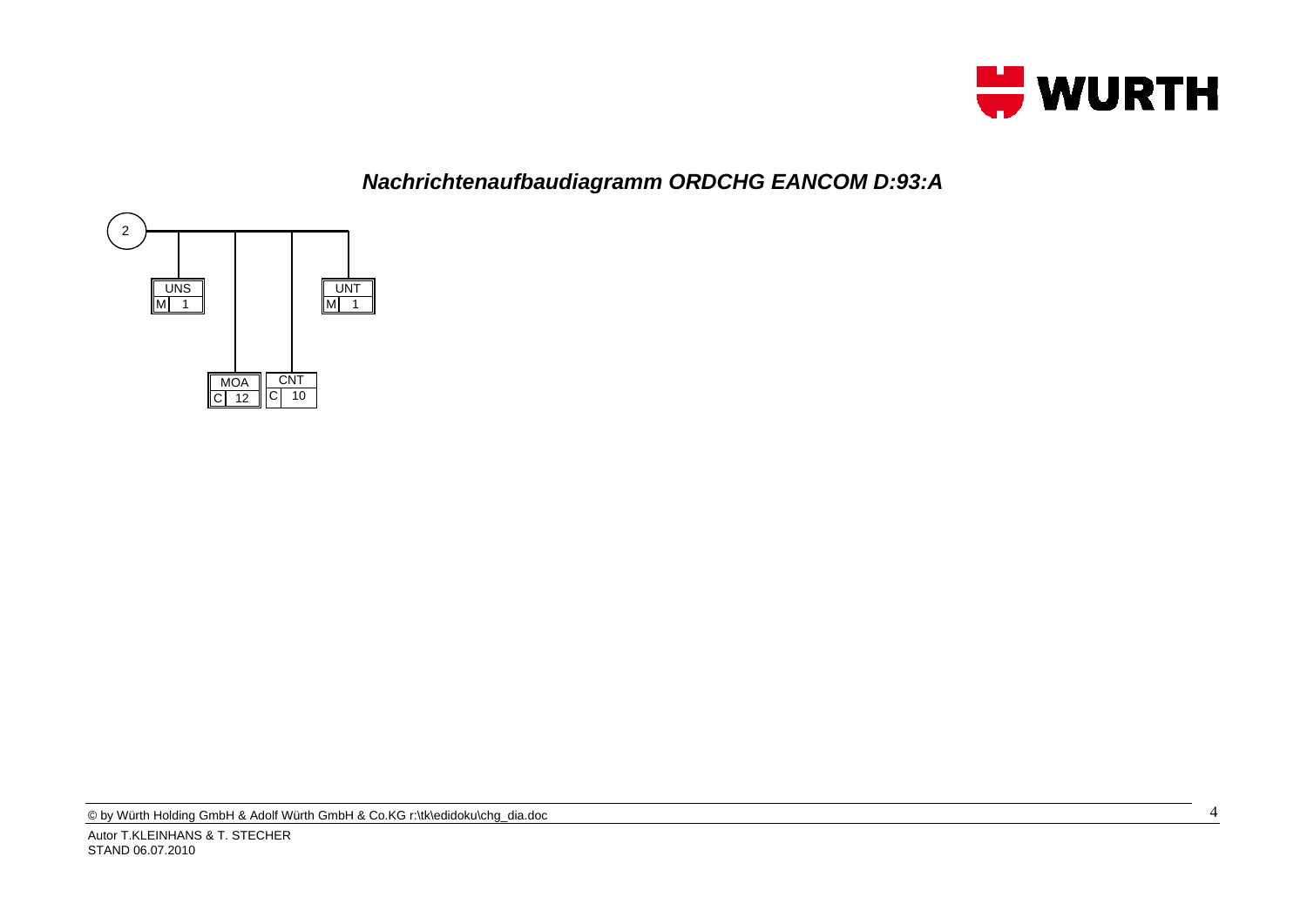# *Nachrichtenaufbaudiagramm ORDCHG EANCOM D:93:A*

2

UNS
M 1

MOA
C 12

CNT
C 10

UNT
M 1

© by Würth Holding GmbH & Adolf Würth GmbH & Co.KG r:\tk\edidoku\chg_dia.doc

Autor T.KLEINHANS & T. STECHER
STAND 06.07.2010